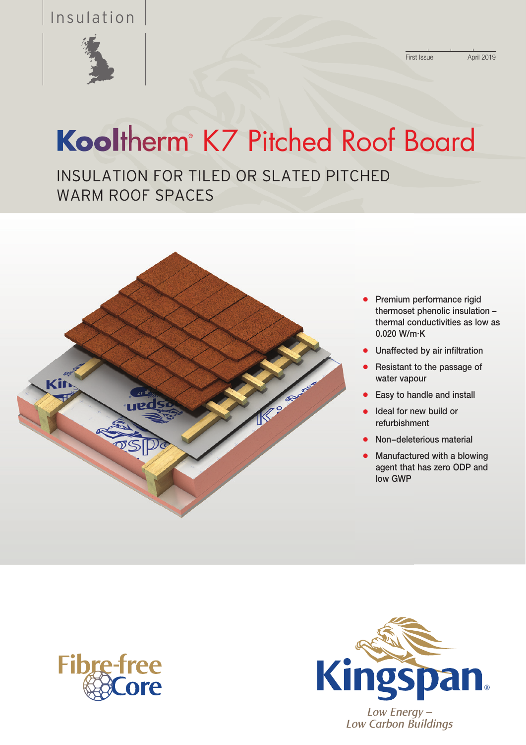Insulation

First Issue April 2019

# Kooltherm® K7 Pitched Roof Board

## INSULATION FOR TILED OR SLATED PITCHED WARM ROOF SPACES

- Premium performance rigid thermoset phenolic insulation – thermal conductivities as low as 0.020 W/m·K
- Unaffected by air infiltration
- Resistant to the passage of water vapour
- Easy to handle and install
- Ideal for new build or refurbishment
- Non–deleterious material
- Manufactured with a blowing agent that has zero ODP and low GWP

Fibre-free Core

Kingspan®

*Low Energy – Low Carbon Buildings*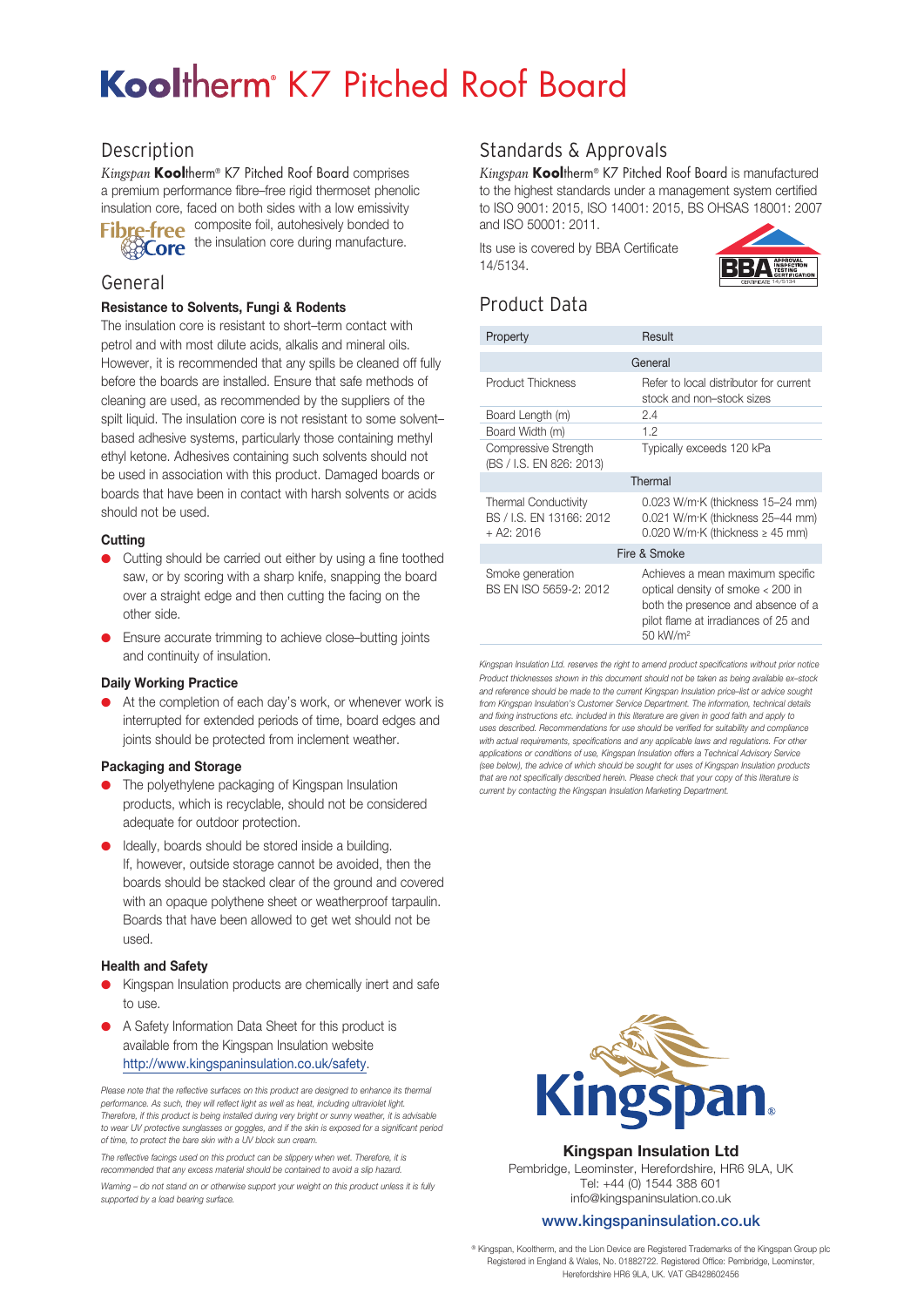# Kooltherm® K7 Pitched Roof Board

## Description

*Kingspan* **Kool**therm® K7 Pitched Roof Board comprises a premium performance fibre–free rigid thermoset phenolic insulation core, faced on both sides with a low emissivity composite foil, autohesively bonded to the insulation core during manufacture.

Fibre-free Core

## General

### Resistance to Solvents, Fungi & Rodents

The insulation core is resistant to short–term contact with petrol and with most dilute acids, alkalis and mineral oils. However, it is recommended that any spills be cleaned off fully before the boards are installed. Ensure that safe methods of cleaning are used, as recommended by the suppliers of the spilt liquid. The insulation core is not resistant to some solvent–based adhesive systems, particularly those containing methyl ethyl ketone. Adhesives containing such solvents should not be used in association with this product. Damaged boards or boards that have been in contact with harsh solvents or acids should not be used.

### Cutting

- Cutting should be carried out either by using a fine toothed saw, or by scoring with a sharp knife, snapping the board over a straight edge and then cutting the facing on the other side.
- Ensure accurate trimming to achieve close–butting joints and continuity of insulation.

### Daily Working Practice

- At the completion of each day's work, or whenever work is interrupted for extended periods of time, board edges and joints should be protected from inclement weather.

### Packaging and Storage

- The polyethylene packaging of Kingspan Insulation products, which is recyclable, should not be considered adequate for outdoor protection.
- Ideally, boards should be stored inside a building. If, however, outside storage cannot be avoided, then the boards should be stacked clear of the ground and covered with an opaque polythene sheet or weatherproof tarpaulin. Boards that have been allowed to get wet should not be used.

### Health and Safety

- Kingspan Insulation products are chemically inert and safe to use.
- A Safety Information Data Sheet for this product is available from the Kingspan Insulation website http://www.kingspaninsulation.co.uk/safety.

*Please note that the reflective surfaces on this product are designed to enhance its thermal performance. As such, they will reflect light as well as heat, including ultraviolet light. Therefore, if this product is being installed during very bright or sunny weather, it is advisable to wear UV protective sunglasses or goggles, and if the skin is exposed for a significant period of time, to protect the bare skin with a UV block sun cream.*

*The reflective facings used on this product can be slippery when wet. Therefore, it is recommended that any excess material should be contained to avoid a slip hazard.*

*Warning – do not stand on or otherwise support your weight on this product unless it is fully supported by a load bearing surface.*

## Standards & Approvals

*Kingspan* **Kool**therm® K7 Pitched Roof Board is manufactured to the highest standards under a management system certified to ISO 9001: 2015, ISO 14001: 2015, BS OHSAS 18001: 2007 and ISO 50001: 2011.

Its use is covered by BBA Certificate 14/5134.

BBA APPROVAL INSPECTION TESTING CERTIFICATION CERTIFICATE 14/5134

## Product Data

| Property | Result |
|---|---|
| General | |
| Product Thickness | Refer to local distributor for current stock and non–stock sizes |
| Board Length (m) | 2.4 |
| Board Width (m) | 1.2 |
| Compressive Strength (BS / I.S. EN 826: 2013) | Typically exceeds 120 kPa |
| Thermal | |
| Thermal Conductivity BS / I.S. EN 13166: 2012 + A2: 2016 | 0.023 W/m·K (thickness 15–24 mm) 0.021 W/m·K (thickness 25–44 mm) 0.020 W/m·K (thickness ≥ 45 mm) |
| Fire & Smoke | |
| Smoke generation BS EN ISO 5659-2: 2012 | Achieves a mean maximum specific optical density of smoke < 200 in both the presence and absence of a pilot flame at irradiances of 25 and 50 kW/m² |

*Kingspan Insulation Ltd. reserves the right to amend product specifications without prior notice Product thicknesses shown in this document should not be taken as being available ex–stock and reference should be made to the current Kingspan Insulation price–list or advice sought from Kingspan Insulation's Customer Service Department. The information, technical details and fixing instructions etc. included in this literature are given in good faith and apply to uses described. Recommendations for use should be verified for suitability and compliance with actual requirements, specifications and any applicable laws and regulations. For other applications or conditions of use, Kingspan Insulation offers a Technical Advisory Service (see below), the advice of which should be sought for uses of Kingspan Insulation products that are not specifically described herein. Please check that your copy of this literature is current by contacting the Kingspan Insulation Marketing Department.*

Kingspan®

**Kingspan Insulation Ltd**
Pembridge, Leominster, Herefordshire, HR6 9LA, UK
Tel: +44 (0) 1544 388 601
info@kingspaninsulation.co.uk

**www.kingspaninsulation.co.uk**

® Kingspan, Kooltherm, and the Lion Device are Registered Trademarks of the Kingspan Group plc Registered in England & Wales, No. 01882722. Registered Office: Pembridge, Leominster, Herefordshire HR6 9LA, UK. VAT GB428602456